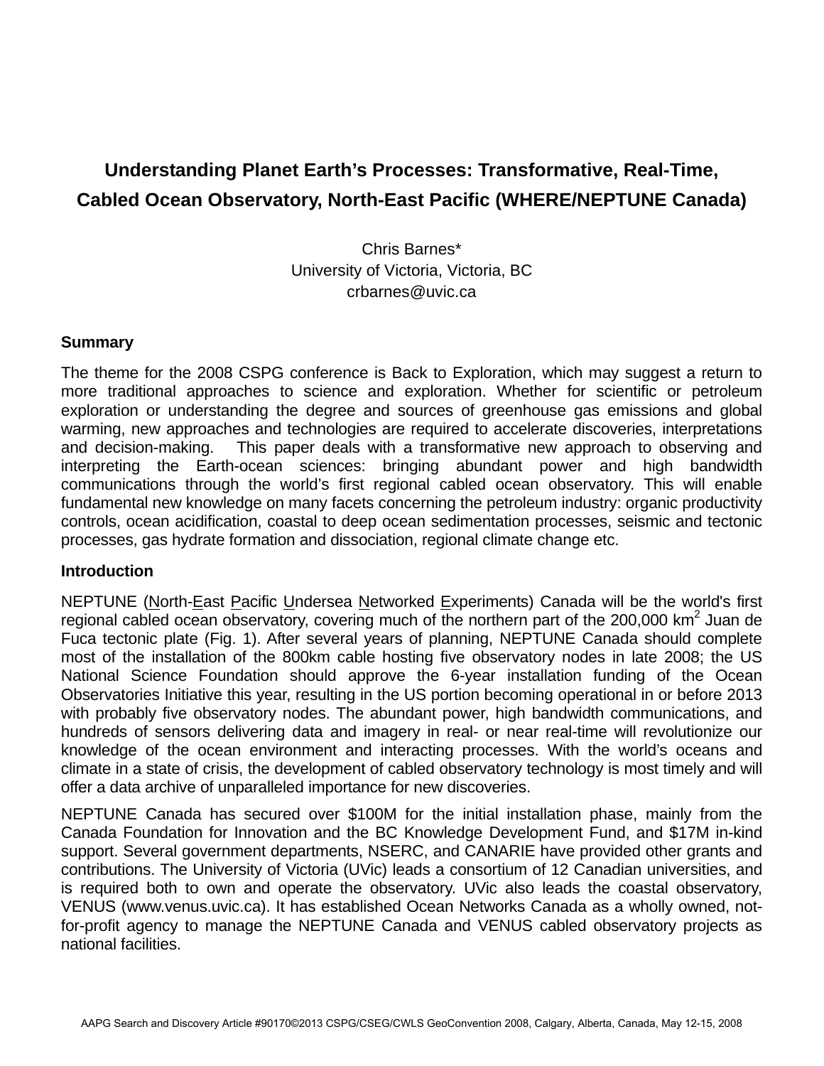# Understanding Planet Earth's Processes: Transformative, Real-Time, Cabled Ocean Observatory, North-East Pacific (WHERE/NEPTUNE Canada)

Chris Barnes*
University of Victoria, Victoria, BC
crbarnes@uvic.ca

## Summary

The theme for the 2008 CSPG conference is Back to Exploration, which may suggest a return to more traditional approaches to science and exploration. Whether for scientific or petroleum exploration or understanding the degree and sources of greenhouse gas emissions and global warming, new approaches and technologies are required to accelerate discoveries, interpretations and decision-making. This paper deals with a transformative new approach to observing and interpreting the Earth-ocean sciences: bringing abundant power and high bandwidth communications through the world's first regional cabled ocean observatory. This will enable fundamental new knowledge on many facets concerning the petroleum industry: organic productivity controls, ocean acidification, coastal to deep ocean sedimentation processes, seismic and tectonic processes, gas hydrate formation and dissociation, regional climate change etc.

## Introduction

NEPTUNE (North-East Pacific Undersea Networked Experiments) Canada will be the world's first regional cabled ocean observatory, covering much of the northern part of the 200,000 km$^2$ Juan de Fuca tectonic plate (Fig. 1). After several years of planning, NEPTUNE Canada should complete most of the installation of the 800km cable hosting five observatory nodes in late 2008; the US National Science Foundation should approve the 6-year installation funding of the Ocean Observatories Initiative this year, resulting in the US portion becoming operational in or before 2013 with probably five observatory nodes. The abundant power, high bandwidth communications, and hundreds of sensors delivering data and imagery in real- or near real-time will revolutionize our knowledge of the ocean environment and interacting processes. With the world's oceans and climate in a state of crisis, the development of cabled observatory technology is most timely and will offer a data archive of unparalleled importance for new discoveries.

NEPTUNE Canada has secured over $100M for the initial installation phase, mainly from the Canada Foundation for Innovation and the BC Knowledge Development Fund, and $17M in-kind support. Several government departments, NSERC, and CANARIE have provided other grants and contributions. The University of Victoria (UVic) leads a consortium of 12 Canadian universities, and is required both to own and operate the observatory. UVic also leads the coastal observatory, VENUS (www.venus.uvic.ca). It has established Ocean Networks Canada as a wholly owned, not-for-profit agency to manage the NEPTUNE Canada and VENUS cabled observatory projects as national facilities.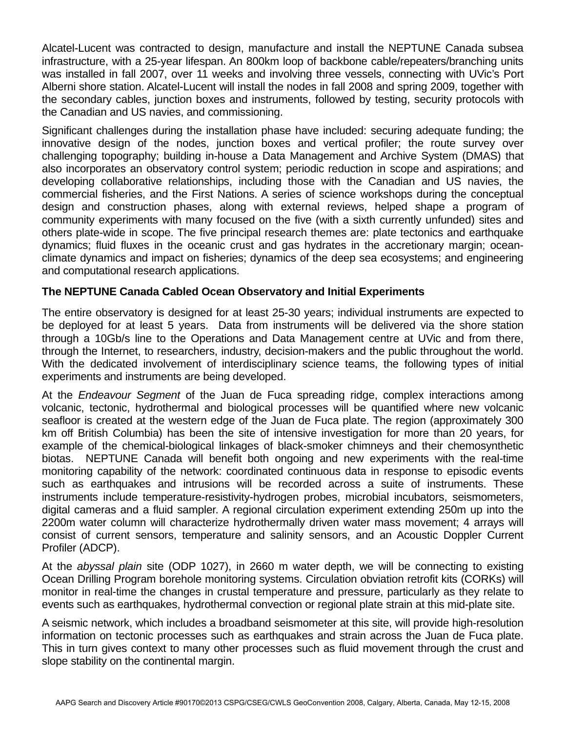Alcatel-Lucent was contracted to design, manufacture and install the NEPTUNE Canada subsea infrastructure, with a 25-year lifespan. An 800km loop of backbone cable/repeaters/branching units was installed in fall 2007, over 11 weeks and involving three vessels, connecting with UVic's Port Alberni shore station. Alcatel-Lucent will install the nodes in fall 2008 and spring 2009, together with the secondary cables, junction boxes and instruments, followed by testing, security protocols with the Canadian and US navies, and commissioning.

Significant challenges during the installation phase have included: securing adequate funding; the innovative design of the nodes, junction boxes and vertical profiler; the route survey over challenging topography; building in-house a Data Management and Archive System (DMAS) that also incorporates an observatory control system; periodic reduction in scope and aspirations; and developing collaborative relationships, including those with the Canadian and US navies, the commercial fisheries, and the First Nations. A series of science workshops during the conceptual design and construction phases, along with external reviews, helped shape a program of community experiments with many focused on the five (with a sixth currently unfunded) sites and others plate-wide in scope. The five principal research themes are: plate tectonics and earthquake dynamics; fluid fluxes in the oceanic crust and gas hydrates in the accretionary margin; ocean-climate dynamics and impact on fisheries; dynamics of the deep sea ecosystems; and engineering and computational research applications.

**The NEPTUNE Canada Cabled Ocean Observatory and Initial Experiments**

The entire observatory is designed for at least 25-30 years; individual instruments are expected to be deployed for at least 5 years. Data from instruments will be delivered via the shore station through a 10Gb/s line to the Operations and Data Management centre at UVic and from there, through the Internet, to researchers, industry, decision-makers and the public throughout the world. With the dedicated involvement of interdisciplinary science teams, the following types of initial experiments and instruments are being developed.

At the *Endeavour Segment* of the Juan de Fuca spreading ridge, complex interactions among volcanic, tectonic, hydrothermal and biological processes will be quantified where new volcanic seafloor is created at the western edge of the Juan de Fuca plate. The region (approximately 300 km off British Columbia) has been the site of intensive investigation for more than 20 years, for example of the chemical-biological linkages of black-smoker chimneys and their chemosynthetic biotas. NEPTUNE Canada will benefit both ongoing and new experiments with the real-time monitoring capability of the network: coordinated continuous data in response to episodic events such as earthquakes and intrusions will be recorded across a suite of instruments. These instruments include temperature-resistivity-hydrogen probes, microbial incubators, seismometers, digital cameras and a fluid sampler. A regional circulation experiment extending 250m up into the 2200m water column will characterize hydrothermally driven water mass movement; 4 arrays will consist of current sensors, temperature and salinity sensors, and an Acoustic Doppler Current Profiler (ADCP).

At the *abyssal plain* site (ODP 1027), in 2660 m water depth, we will be connecting to existing Ocean Drilling Program borehole monitoring systems. Circulation obviation retrofit kits (CORKs) will monitor in real-time the changes in crustal temperature and pressure, particularly as they relate to events such as earthquakes, hydrothermal convection or regional plate strain at this mid-plate site.

A seismic network, which includes a broadband seismometer at this site, will provide high-resolution information on tectonic processes such as earthquakes and strain across the Juan de Fuca plate. This in turn gives context to many other processes such as fluid movement through the crust and slope stability on the continental margin.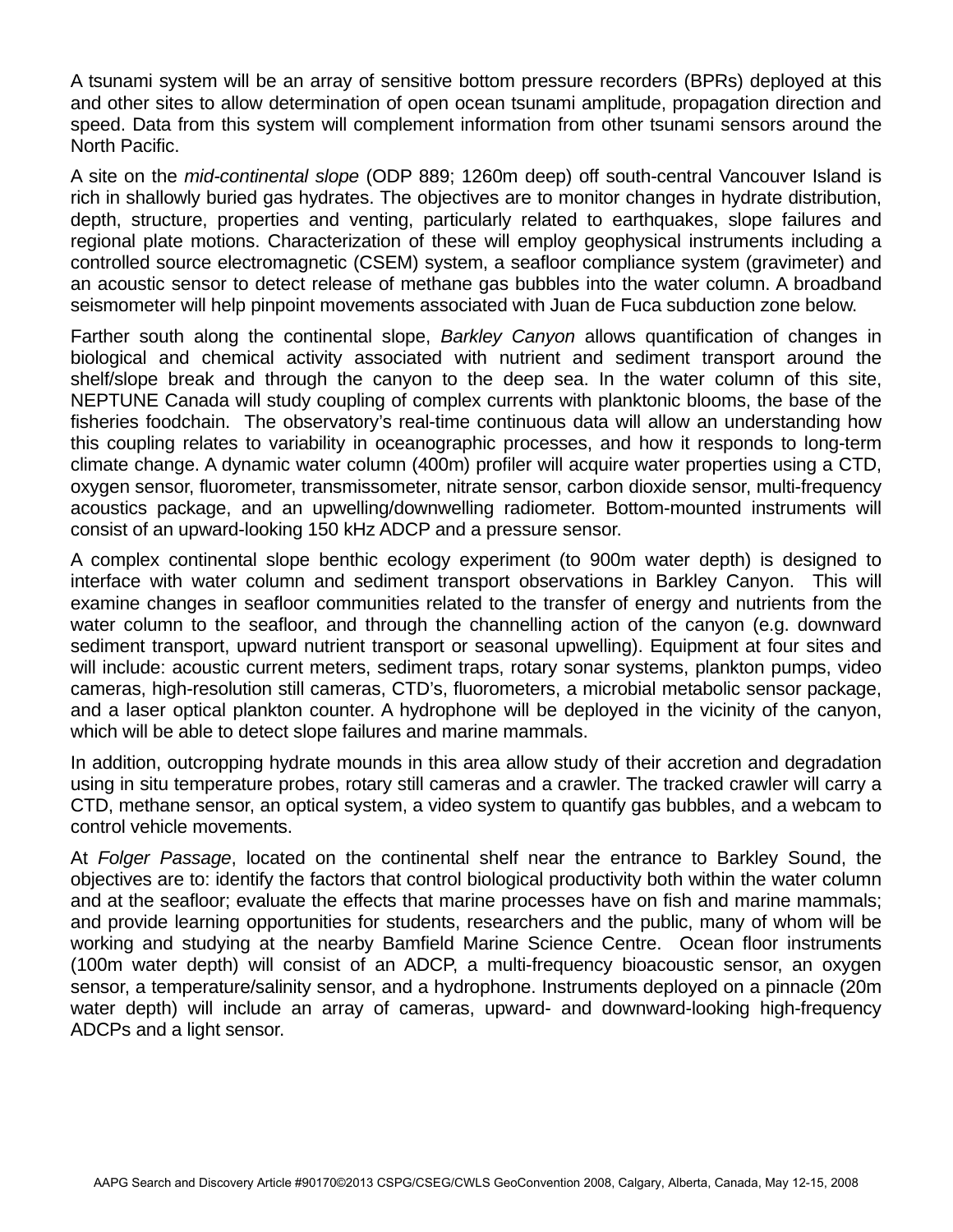A tsunami system will be an array of sensitive bottom pressure recorders (BPRs) deployed at this and other sites to allow determination of open ocean tsunami amplitude, propagation direction and speed. Data from this system will complement information from other tsunami sensors around the North Pacific.

A site on the *mid-continental slope* (ODP 889; 1260m deep) off south-central Vancouver Island is rich in shallowly buried gas hydrates. The objectives are to monitor changes in hydrate distribution, depth, structure, properties and venting, particularly related to earthquakes, slope failures and regional plate motions. Characterization of these will employ geophysical instruments including a controlled source electromagnetic (CSEM) system, a seafloor compliance system (gravimeter) and an acoustic sensor to detect release of methane gas bubbles into the water column. A broadband seismometer will help pinpoint movements associated with Juan de Fuca subduction zone below.

Farther south along the continental slope, *Barkley Canyon* allows quantification of changes in biological and chemical activity associated with nutrient and sediment transport around the shelf/slope break and through the canyon to the deep sea. In the water column of this site, NEPTUNE Canada will study coupling of complex currents with planktonic blooms, the base of the fisheries foodchain. The observatory's real-time continuous data will allow an understanding how this coupling relates to variability in oceanographic processes, and how it responds to long-term climate change. A dynamic water column (400m) profiler will acquire water properties using a CTD, oxygen sensor, fluorometer, transmissometer, nitrate sensor, carbon dioxide sensor, multi-frequency acoustics package, and an upwelling/downwelling radiometer. Bottom-mounted instruments will consist of an upward-looking 150 kHz ADCP and a pressure sensor.

A complex continental slope benthic ecology experiment (to 900m water depth) is designed to interface with water column and sediment transport observations in Barkley Canyon. This will examine changes in seafloor communities related to the transfer of energy and nutrients from the water column to the seafloor, and through the channelling action of the canyon (e.g. downward sediment transport, upward nutrient transport or seasonal upwelling). Equipment at four sites and will include: acoustic current meters, sediment traps, rotary sonar systems, plankton pumps, video cameras, high-resolution still cameras, CTD's, fluorometers, a microbial metabolic sensor package, and a laser optical plankton counter. A hydrophone will be deployed in the vicinity of the canyon, which will be able to detect slope failures and marine mammals.

In addition, outcropping hydrate mounds in this area allow study of their accretion and degradation using in situ temperature probes, rotary still cameras and a crawler. The tracked crawler will carry a CTD, methane sensor, an optical system, a video system to quantify gas bubbles, and a webcam to control vehicle movements.

At *Folger Passage*, located on the continental shelf near the entrance to Barkley Sound, the objectives are to: identify the factors that control biological productivity both within the water column and at the seafloor; evaluate the effects that marine processes have on fish and marine mammals; and provide learning opportunities for students, researchers and the public, many of whom will be working and studying at the nearby Bamfield Marine Science Centre. Ocean floor instruments (100m water depth) will consist of an ADCP, a multi-frequency bioacoustic sensor, an oxygen sensor, a temperature/salinity sensor, and a hydrophone. Instruments deployed on a pinnacle (20m water depth) will include an array of cameras, upward- and downward-looking high-frequency ADCPs and a light sensor.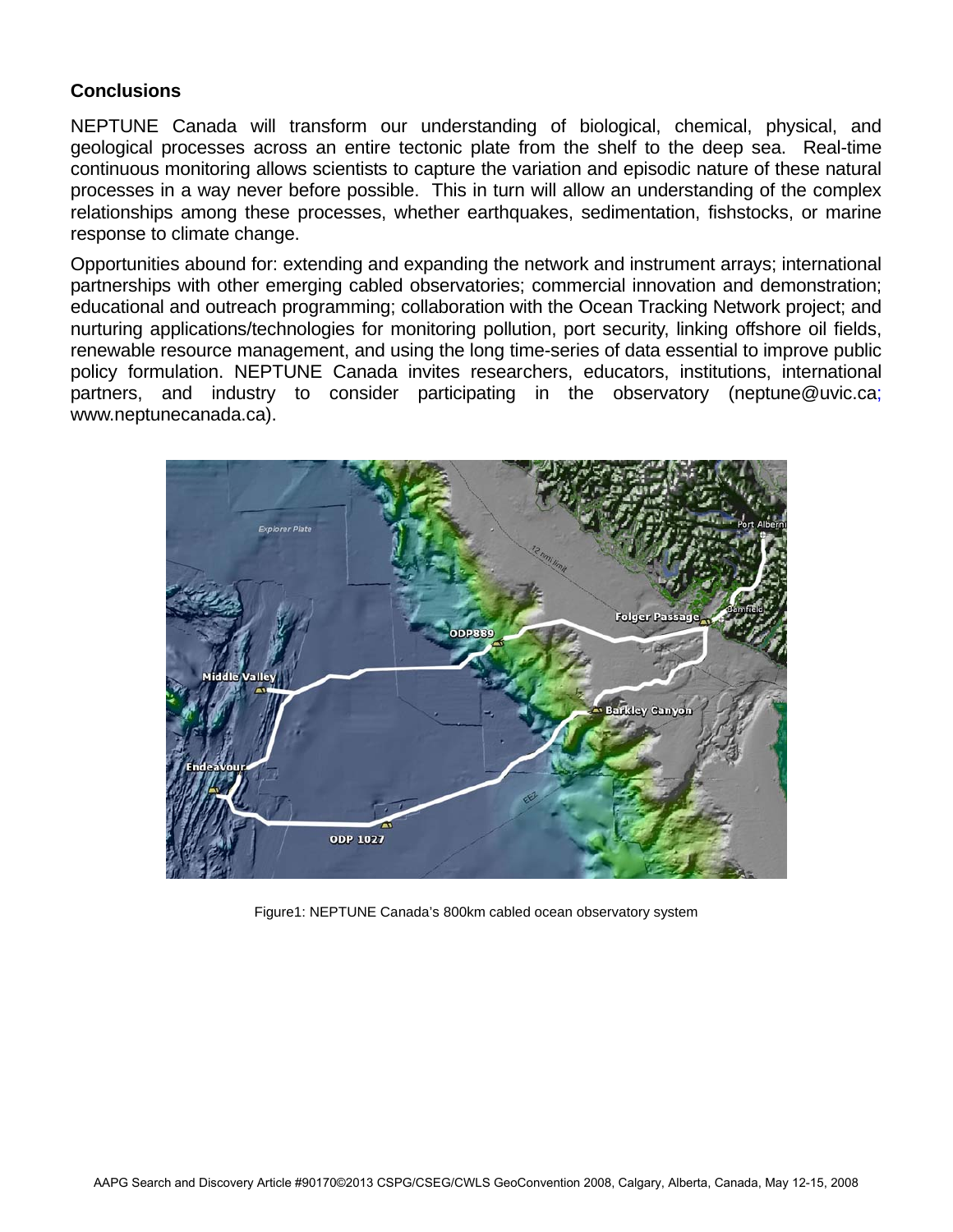### Conclusions

NEPTUNE Canada will transform our understanding of biological, chemical, physical, and geological processes across an entire tectonic plate from the shelf to the deep sea. Real-time continuous monitoring allows scientists to capture the variation and episodic nature of these natural processes in a way never before possible. This in turn will allow an understanding of the complex relationships among these processes, whether earthquakes, sedimentation, fishstocks, or marine response to climate change.

Opportunities abound for: extending and expanding the network and instrument arrays; international partnerships with other emerging cabled observatories; commercial innovation and demonstration; educational and outreach programming; collaboration with the Ocean Tracking Network project; and nurturing applications/technologies for monitoring pollution, port security, linking offshore oil fields, renewable resource management, and using the long time-series of data essential to improve public policy formulation. NEPTUNE Canada invites researchers, educators, institutions, international partners, and industry to consider participating in the observatory (neptune@uvic.ca; www.neptunecanada.ca).

Explorer Plate
12 nmi limit
Port Alberni
Bamfield
Folger Passage
ODP889
Middle Valley
Barkley Canyon
Endeavour
EEZ
ODP 1027

Figure1: NEPTUNE Canada's 800km cabled ocean observatory system